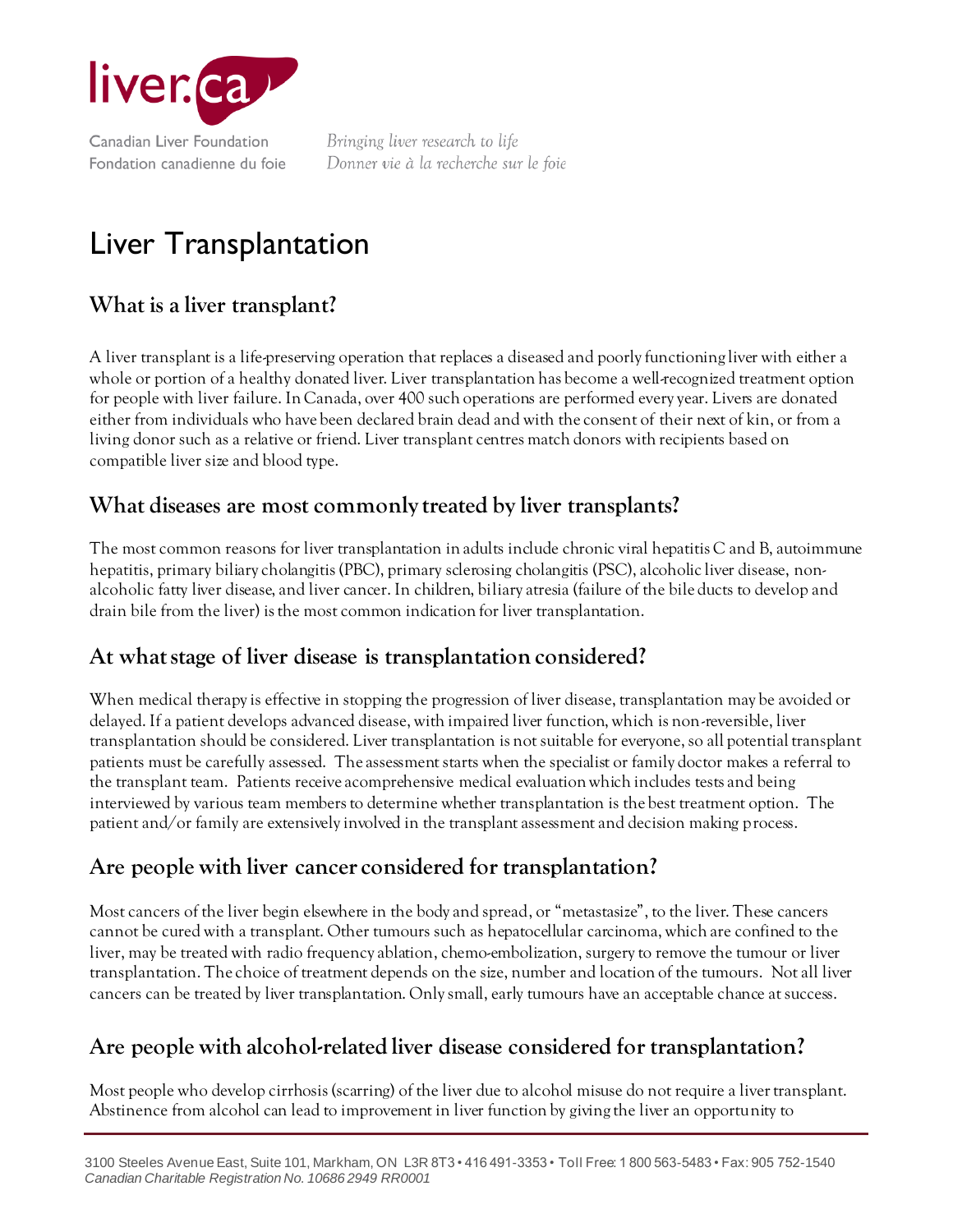liver.ca

Canadian Liver Foundation
Fondation canadienne du foie

*Bringing liver research to life*
*Donner vie à la recherche sur le foie*

# Liver Transplantation

## What is a liver transplant?

A liver transplant is a life-preserving operation that replaces a diseased and poorly functioning liver with either a whole or portion of a healthy donated liver. Liver transplantation has become a well-recognized treatment option for people with liver failure. In Canada, over 400 such operations are performed every year. Livers are donated either from individuals who have been declared brain dead and with the consent of their next of kin, or from a living donor such as a relative or friend. Liver transplant centres match donors with recipients based on compatible liver size and blood type.

## What diseases are most commonly treated by liver transplants?

The most common reasons for liver transplantation in adults include chronic viral hepatitis C and B, autoimmune hepatitis, primary biliary cholangitis (PBC), primary sclerosing cholangitis (PSC), alcoholic liver disease, non-alcoholic fatty liver disease, and liver cancer. In children, biliary atresia (failure of the bile ducts to develop and drain bile from the liver) is the most common indication for liver transplantation.

## At what stage of liver disease is transplantation considered?

When medical therapy is effective in stopping the progression of liver disease, transplantation may be avoided or delayed. If a patient develops advanced disease, with impaired liver function, which is non-reversible, liver transplantation should be considered. Liver transplantation is not suitable for everyone, so all potential transplant patients must be carefully assessed. The assessment starts when the specialist or family doctor makes a referral to the transplant team. Patients receive acomprehensive medical evaluation which includes tests and being interviewed by various team members to determine whether transplantation is the best treatment option. The patient and/or family are extensively involved in the transplant assessment and decision making process.

## Are people with liver cancer considered for transplantation?

Most cancers of the liver begin elsewhere in the body and spread, or "metastasize", to the liver. These cancers cannot be cured with a transplant. Other tumours such as hepatocellular carcinoma, which are confined to the liver, may be treated with radio frequency ablation, chemo-embolization, surgery to remove the tumour or liver transplantation. The choice of treatment depends on the size, number and location of the tumours. Not all liver cancers can be treated by liver transplantation. Only small, early tumours have an acceptable chance at success.

## Are people with alcohol-related liver disease considered for transplantation?

Most people who develop cirrhosis (scarring) of the liver due to alcohol misuse do not require a liver transplant. Abstinence from alcohol can lead to improvement in liver function by giving the liver an opportunity to

3100 Steeles Avenue East, Suite 101, Markham, ON L3R 8T3 • 416 491-3353 • Toll Free: 1 800 563-5483 • Fax: 905 752-1540
*Canadian Charitable Registration No. 10686 2949 RR0001*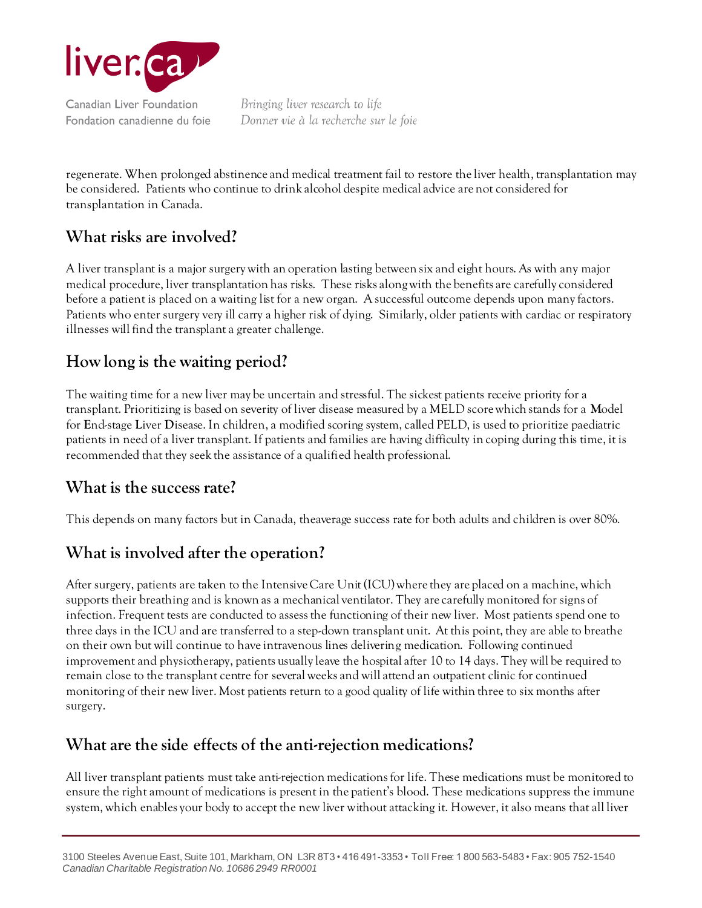regenerate. When prolonged abstinence and medical treatment fail to restore the liver health, transplantation may be considered. Patients who continue to drink alcohol despite medical advice are not considered for transplantation in Canada.

## What risks are involved?

A liver transplant is a major surgery with an operation lasting between six and eight hours. As with any major medical procedure, liver transplantation has risks. These risks along with the benefits are carefully considered before a patient is placed on a waiting list for a new organ. A successful outcome depends upon many factors. Patients who enter surgery very ill carry a higher risk of dying. Similarly, older patients with cardiac or respiratory illnesses will find the transplant a greater challenge.

## How long is the waiting period?

The waiting time for a new liver may be uncertain and stressful. The sickest patients receive priority for a transplant. Prioritizing is based on severity of liver disease measured by a MELD score which stands for a **M**odel for **E**nd-stage **L**iver **D**isease. In children, a modified scoring system, called PELD, is used to prioritize paediatric patients in need of a liver transplant. If patients and families are having difficulty in coping during this time, it is recommended that they seek the assistance of a qualified health professional.

## What is the success rate?

This depends on many factors but in Canada, theaverage success rate for both adults and children is over 80%.

## What is involved after the operation?

After surgery, patients are taken to the Intensive Care Unit (ICU) where they are placed on a machine, which supports their breathing and is known as a mechanical ventilator. They are carefully monitored for signs of infection. Frequent tests are conducted to assess the functioning of their new liver. Most patients spend one to three days in the ICU and are transferred to a step-down transplant unit. At this point, they are able to breathe on their own but will continue to have intravenous lines delivering medication. Following continued improvement and physiotherapy, patients usually leave the hospital after 10 to 14 days. They will be required to remain close to the transplant centre for several weeks and will attend an outpatient clinic for continued monitoring of their new liver. Most patients return to a good quality of life within three to six months after surgery.

## What are the side effects of the anti-rejection medications?

All liver transplant patients must take anti-rejection medications for life. These medications must be monitored to ensure the right amount of medications is present in the patient's blood. These medications suppress the immune system, which enables your body to accept the new liver without attacking it. However, it also means that all liver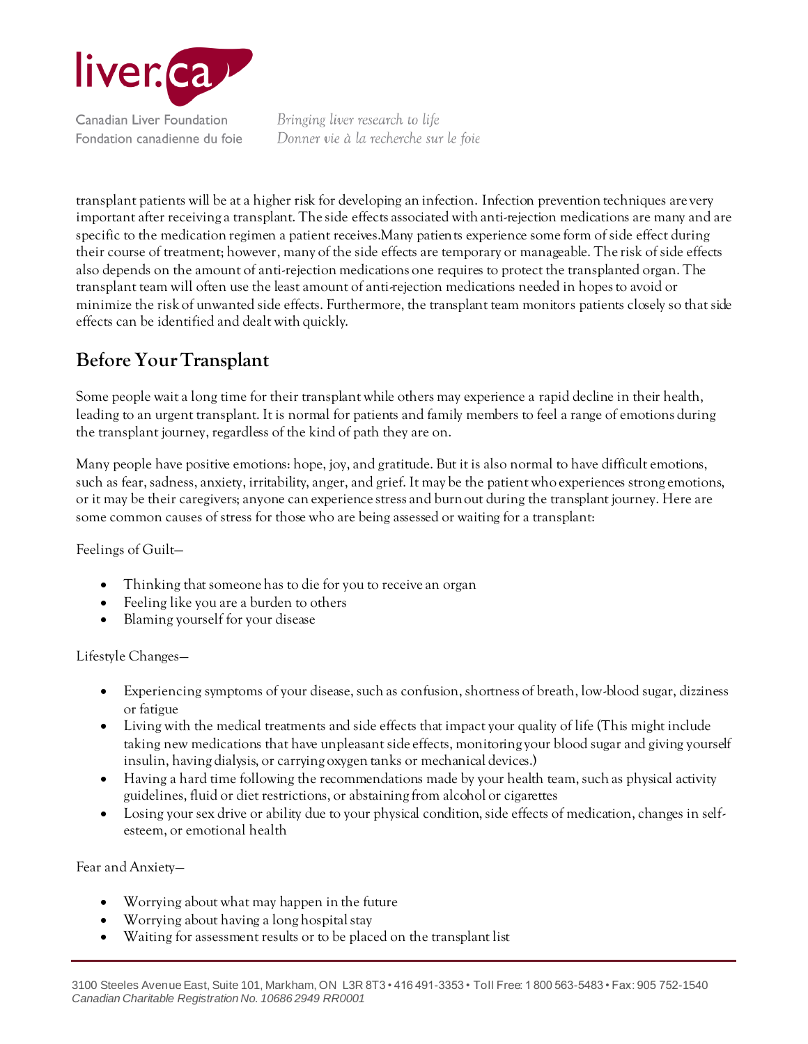transplant patients will be at a higher risk for developing an infection. Infection prevention techniques are very important after receiving a transplant. The side effects associated with anti-rejection medications are many and are specific to the medication regimen a patient receives.Many patients experience some form of side effect during their course of treatment; however, many of the side effects are temporary or manageable. The risk of side effects also depends on the amount of anti-rejection medications one requires to protect the transplanted organ. The transplant team will often use the least amount of anti-rejection medications needed in hopes to avoid or minimize the risk of unwanted side effects. Furthermore, the transplant team monitors patients closely so that side effects can be identified and dealt with quickly.

## Before Your Transplant

Some people wait a long time for their transplant while others may experience a rapid decline in their health, leading to an urgent transplant. It is normal for patients and family members to feel a range of emotions during the transplant journey, regardless of the kind of path they are on.

Many people have positive emotions: hope, joy, and gratitude. But it is also normal to have difficult emotions, such as fear, sadness, anxiety, irritability, anger, and grief. It may be the patient who experiences strong emotions, or it may be their caregivers; anyone can experience stress and burnout during the transplant journey. Here are some common causes of stress for those who are being assessed or waiting for a transplant:

Feelings of Guilt—

- Thinking that someone has to die for you to receive an organ
- Feeling like you are a burden to others
- Blaming yourself for your disease

Lifestyle Changes—

- Experiencing symptoms of your disease, such as confusion, shortness of breath, low-blood sugar, dizziness or fatigue
- Living with the medical treatments and side effects that impact your quality of life (This might include taking new medications that have unpleasant side effects, monitoring your blood sugar and giving yourself insulin, having dialysis, or carrying oxygen tanks or mechanical devices.)
- Having a hard time following the recommendations made by your health team, such as physical activity guidelines, fluid or diet restrictions, or abstaining from alcohol or cigarettes
- Losing your sex drive or ability due to your physical condition, side effects of medication, changes in self-esteem, or emotional health

Fear and Anxiety—

- Worrying about what may happen in the future
- Worrying about having a long hospital stay
- Waiting for assessment results or to be placed on the transplant list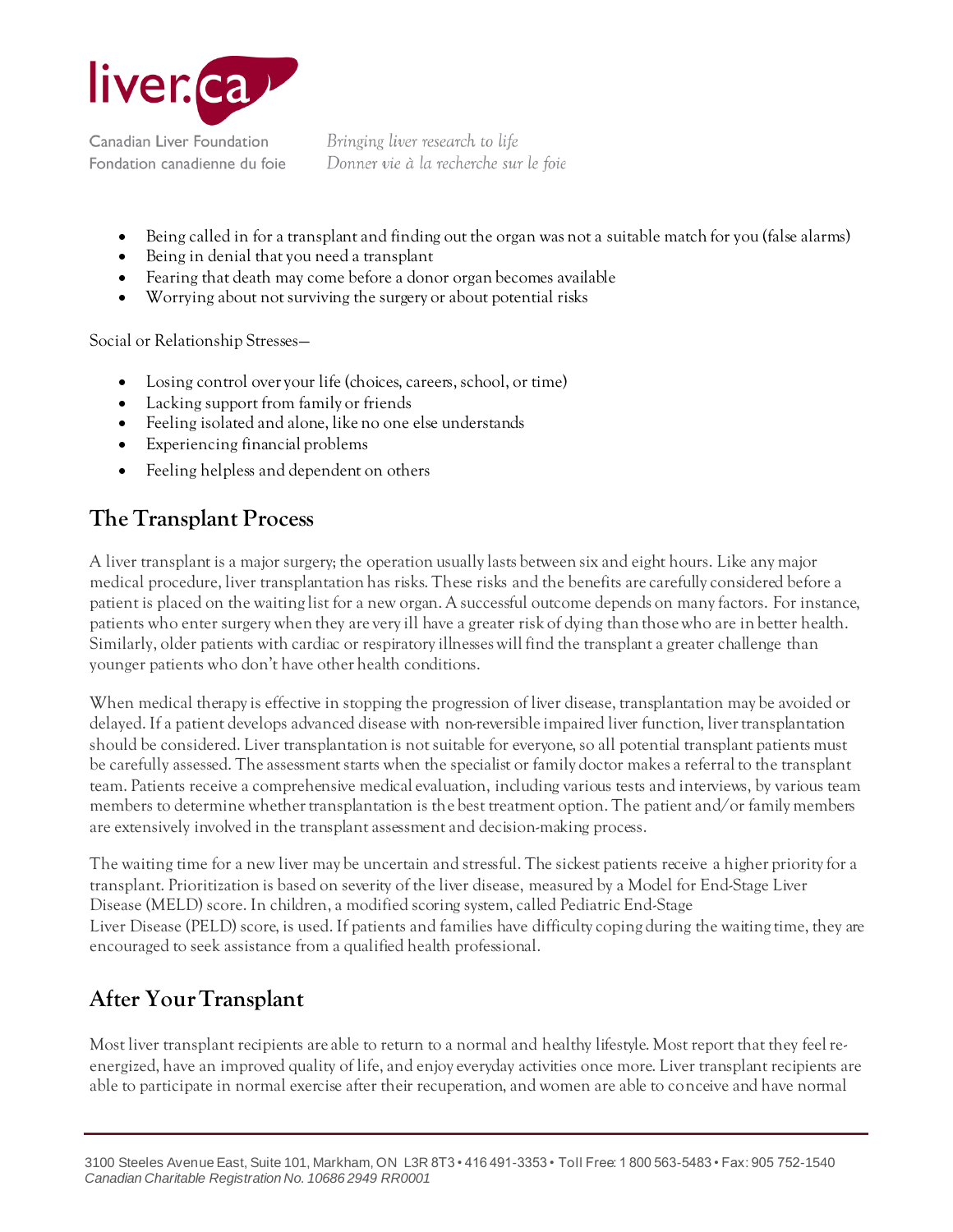- Being called in for a transplant and finding out the organ was not a suitable match for you (false alarms)
- Being in denial that you need a transplant
- Fearing that death may come before a donor organ becomes available
- Worrying about not surviving the surgery or about potential risks

Social or Relationship Stresses—

- Losing control over your life (choices, careers, school, or time)
- Lacking support from family or friends
- Feeling isolated and alone, like no one else understands
- Experiencing financial problems
- Feeling helpless and dependent on others

## The Transplant Process

A liver transplant is a major surgery; the operation usually lasts between six and eight hours. Like any major medical procedure, liver transplantation has risks. These risks and the benefits are carefully considered before a patient is placed on the waiting list for a new organ. A successful outcome depends on many factors. For instance, patients who enter surgery when they are very ill have a greater risk of dying than those who are in better health. Similarly, older patients with cardiac or respiratory illnesses will find the transplant a greater challenge than younger patients who don't have other health conditions.

When medical therapy is effective in stopping the progression of liver disease, transplantation may be avoided or delayed. If a patient develops advanced disease with non-reversible impaired liver function, liver transplantation should be considered. Liver transplantation is not suitable for everyone, so all potential transplant patients must be carefully assessed. The assessment starts when the specialist or family doctor makes a referral to the transplant team. Patients receive a comprehensive medical evaluation, including various tests and interviews, by various team members to determine whether transplantation is the best treatment option. The patient and/or family members are extensively involved in the transplant assessment and decision-making process.

The waiting time for a new liver may be uncertain and stressful. The sickest patients receive a higher priority for a transplant. Prioritization is based on severity of the liver disease, measured by a Model for End-Stage Liver Disease (MELD) score. In children, a modified scoring system, called Pediatric End-Stage Liver Disease (PELD) score, is used. If patients and families have difficulty coping during the waiting time, they are encouraged to seek assistance from a qualified health professional.

## After Your Transplant

Most liver transplant recipients are able to return to a normal and healthy lifestyle. Most report that they feel re-energized, have an improved quality of life, and enjoy everyday activities once more. Liver transplant recipients are able to participate in normal exercise after their recuperation, and women are able to conceive and have normal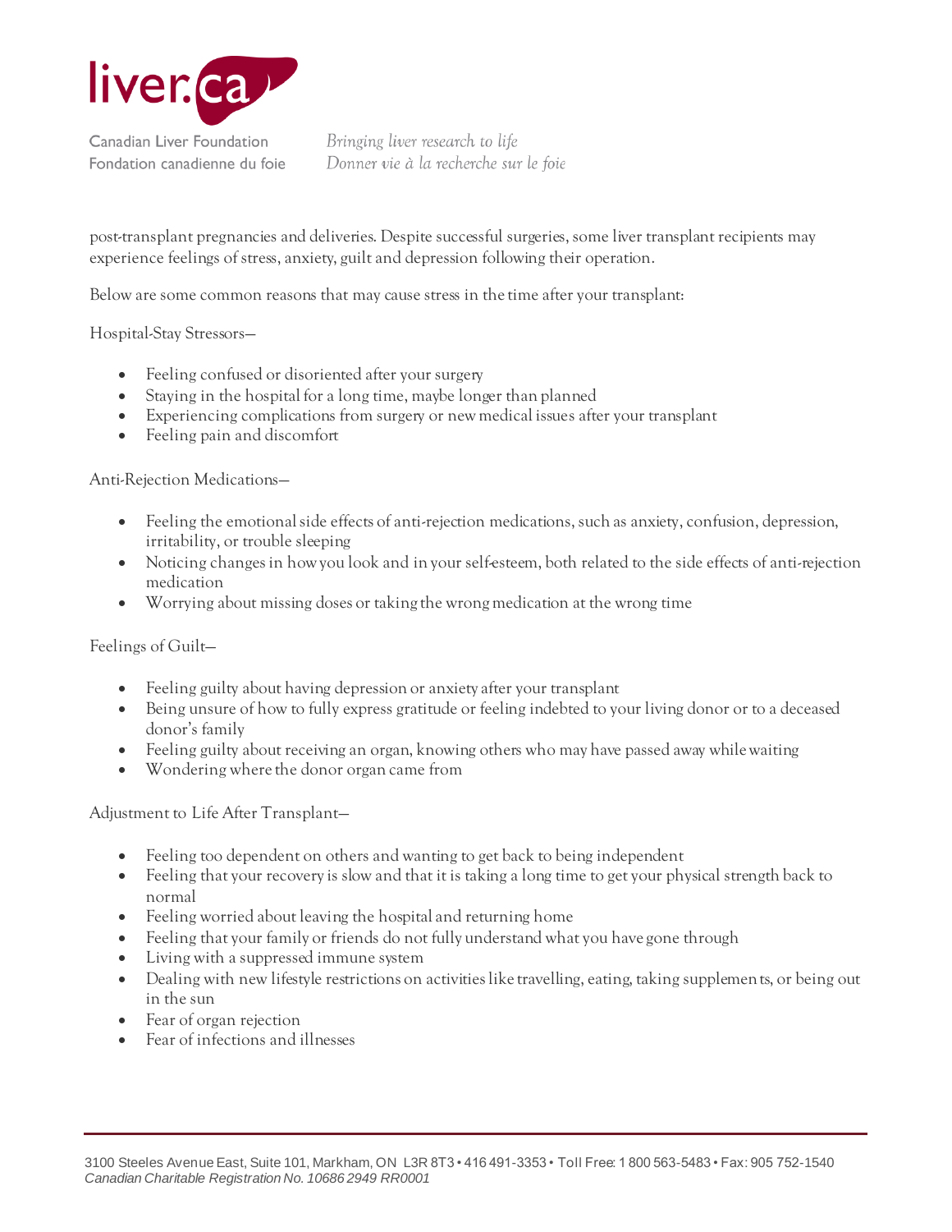post-transplant pregnancies and deliveries. Despite successful surgeries, some liver transplant recipients may experience feelings of stress, anxiety, guilt and depression following their operation.

Below are some common reasons that may cause stress in the time after your transplant:

Hospital-Stay Stressors—

- Feeling confused or disoriented after your surgery
- Staying in the hospital for a long time, maybe longer than planned
- Experiencing complications from surgery or new medical issues after your transplant
- Feeling pain and discomfort

Anti-Rejection Medications—

- Feeling the emotional side effects of anti-rejection medications, such as anxiety, confusion, depression, irritability, or trouble sleeping
- Noticing changes in how you look and in your self-esteem, both related to the side effects of anti-rejection medication
- Worrying about missing doses or taking the wrong medication at the wrong time

Feelings of Guilt—

- Feeling guilty about having depression or anxiety after your transplant
- Being unsure of how to fully express gratitude or feeling indebted to your living donor or to a deceased donor's family
- Feeling guilty about receiving an organ, knowing others who may have passed away while waiting
- Wondering where the donor organ came from

Adjustment to Life After Transplant—

- Feeling too dependent on others and wanting to get back to being independent
- Feeling that your recovery is slow and that it is taking a long time to get your physical strength back to normal
- Feeling worried about leaving the hospital and returning home
- Feeling that your family or friends do not fully understand what you have gone through
- Living with a suppressed immune system
- Dealing with new lifestyle restrictions on activities like travelling, eating, taking supplements, or being out in the sun
- Fear of organ rejection
- Fear of infections and illnesses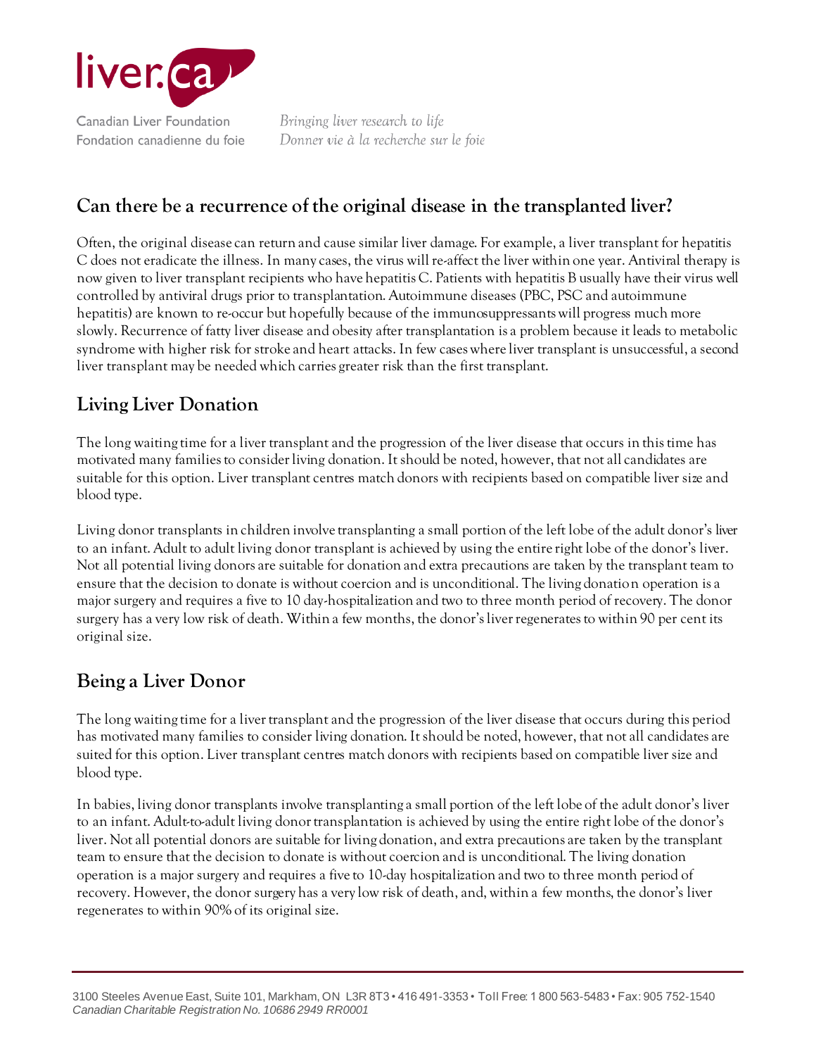## Can there be a recurrence of the original disease in the transplanted liver?

Often, the original disease can return and cause similar liver damage. For example, a liver transplant for hepatitis C does not eradicate the illness. In many cases, the virus will re-affect the liver within one year. Antiviral therapy is now given to liver transplant recipients who have hepatitis C. Patients with hepatitis B usually have their virus well controlled by antiviral drugs prior to transplantation. Autoimmune diseases (PBC, PSC and autoimmune hepatitis) are known to re-occur but hopefully because of the immunosuppressants will progress much more slowly. Recurrence of fatty liver disease and obesity after transplantation is a problem because it leads to metabolic syndrome with higher risk for stroke and heart attacks. In few cases where liver transplant is unsuccessful, a second liver transplant may be needed which carries greater risk than the first transplant.

## Living Liver Donation

The long waiting time for a liver transplant and the progression of the liver disease that occurs in this time has motivated many families to consider living donation. It should be noted, however, that not all candidates are suitable for this option. Liver transplant centres match donors with recipients based on compatible liver size and blood type.

Living donor transplants in children involve transplanting a small portion of the left lobe of the adult donor's liver to an infant. Adult to adult living donor transplant is achieved by using the entire right lobe of the donor's liver. Not all potential living donors are suitable for donation and extra precautions are taken by the transplant team to ensure that the decision to donate is without coercion and is unconditional. The living donation operation is a major surgery and requires a five to 10 day-hospitalization and two to three month period of recovery. The donor surgery has a very low risk of death. Within a few months, the donor's liver regenerates to within 90 per cent its original size.

## Being a Liver Donor

The long waiting time for a liver transplant and the progression of the liver disease that occurs during this period has motivated many families to consider living donation. It should be noted, however, that not all candidates are suited for this option. Liver transplant centres match donors with recipients based on compatible liver size and blood type.

In babies, living donor transplants involve transplanting a small portion of the left lobe of the adult donor's liver to an infant. Adult-to-adult living donor transplantation is achieved by using the entire right lobe of the donor's liver. Not all potential donors are suitable for living donation, and extra precautions are taken by the transplant team to ensure that the decision to donate is without coercion and is unconditional. The living donation operation is a major surgery and requires a five to 10-day hospitalization and two to three month period of recovery. However, the donor surgery has a very low risk of death, and, within a few months, the donor's liver regenerates to within 90% of its original size.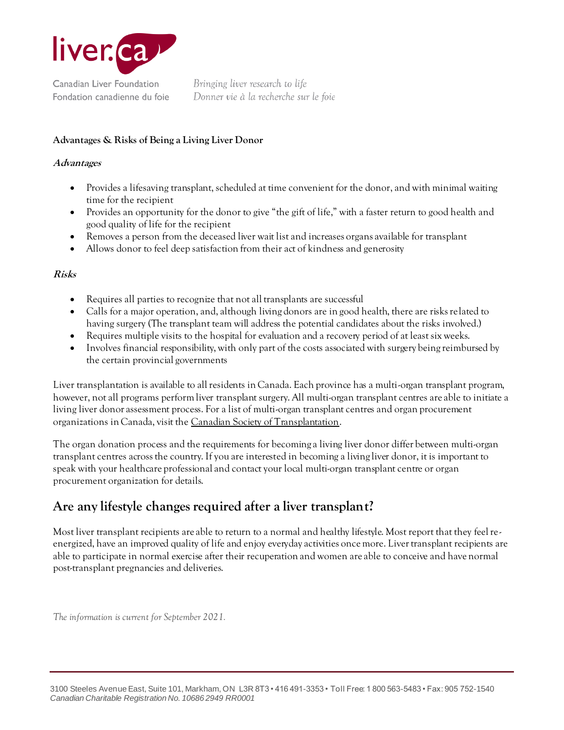Canadian Liver Foundation — Fondation canadienne du foie

*Bringing liver research to life*
*Donner vie à la recherche sur le foie*

**Advantages & Risks of Being a Living Liver Donor**

***Advantages***

- Provides a lifesaving transplant, scheduled at time convenient for the donor, and with minimal waiting time for the recipient
- Provides an opportunity for the donor to give "the gift of life," with a faster return to good health and good quality of life for the recipient
- Removes a person from the deceased liver wait list and increases organs available for transplant
- Allows donor to feel deep satisfaction from their act of kindness and generosity

***Risks***

- Requires all parties to recognize that not all transplants are successful
- Calls for a major operation, and, although living donors are in good health, there are risks related to having surgery (The transplant team will address the potential candidates about the risks involved.)
- Requires multiple visits to the hospital for evaluation and a recovery period of at least six weeks.
- Involves financial responsibility, with only part of the costs associated with surgery being reimbursed by the certain provincial governments

Liver transplantation is available to all residents in Canada. Each province has a multi-organ transplant program, however, not all programs perform liver transplant surgery. All multi-organ transplant centres are able to initiate a living liver donor assessment process. For a list of multi-organ transplant centres and organ procurement organizations in Canada, visit the Canadian Society of Transplantation.

The organ donation process and the requirements for becoming a living liver donor differ between multi-organ transplant centres across the country. If you are interested in becoming a living liver donor, it is important to speak with your healthcare professional and contact your local multi-organ transplant centre or organ procurement organization for details.

## Are any lifestyle changes required after a liver transplant?

Most liver transplant recipients are able to return to a normal and healthy lifestyle. Most report that they feel re-energized, have an improved quality of life and enjoy everyday activities once more. Liver transplant recipients are able to participate in normal exercise after their recuperation and women are able to conceive and have normal post-transplant pregnancies and deliveries.

*The information is current for September 2021.*

3100 Steeles Avenue East, Suite 101, Markham, ON L3R 8T3 • 416 491-3353 • Toll Free: 1 800 563-5483 • Fax: 905 752-1540
*Canadian Charitable Registration No. 10686 2949 RR0001*